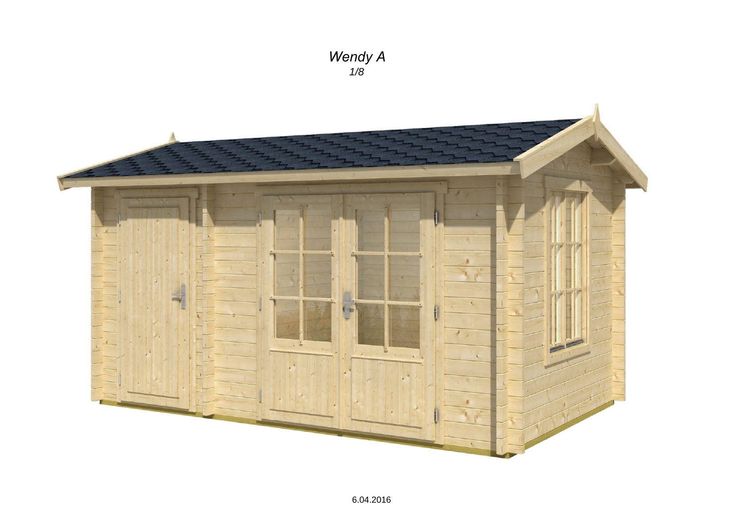*Wendy A*

*1/8*

6.04.2016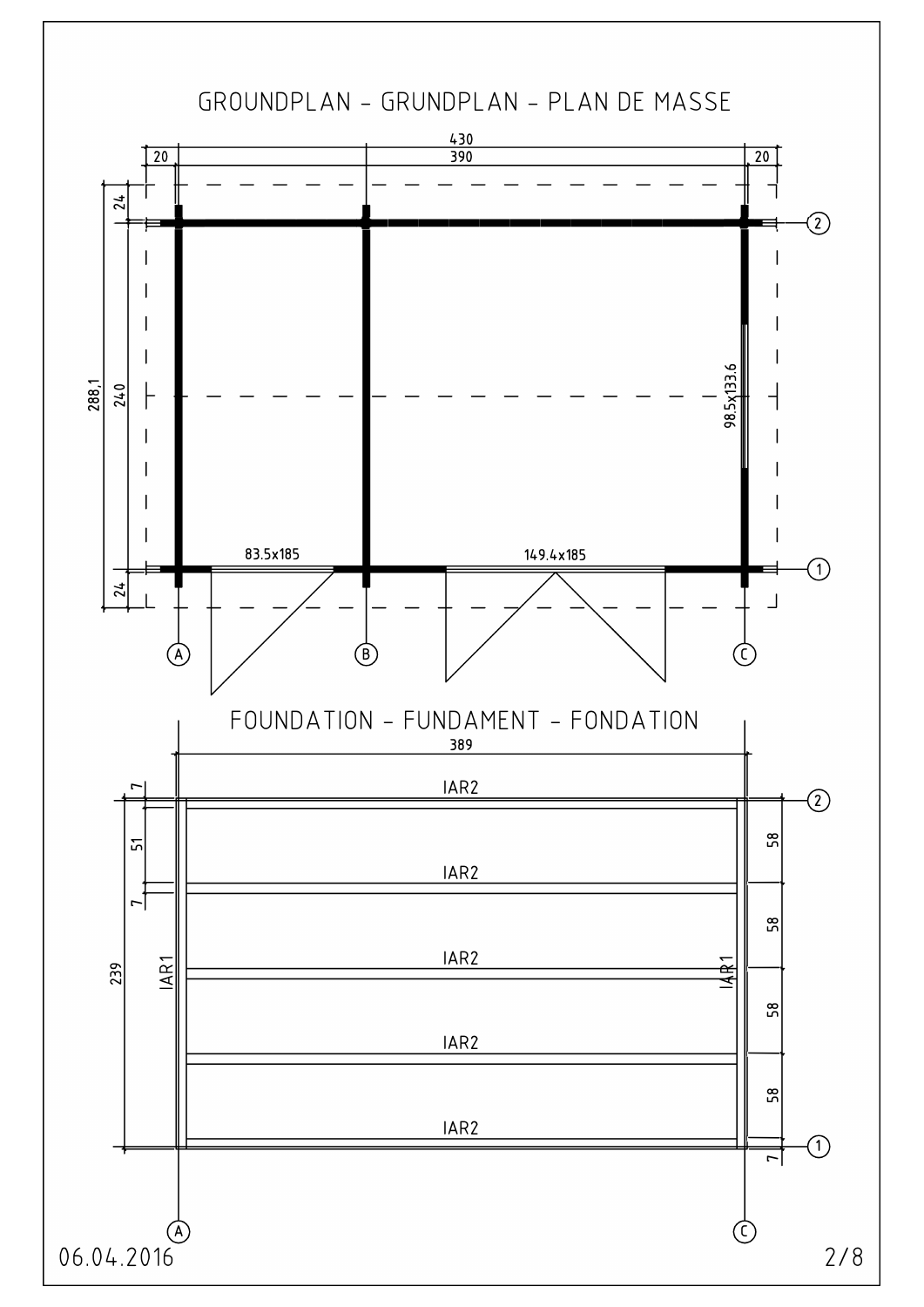# GROUNDPLAN – GRUNDPLAN – PLAN DE MASSE

430

20 390 20

24

288,1 240

24

83.5x185

149.4x185

98.5x133.6

A B C

1 2

# FOUNDATION – FUNDAMENT – FONDATION

389

7

51

7

239

IAR2

IAR2

IAR2

IAR2

IAR2

IAR1

IAR1

58

58

58

58

7

A C

1 2

06.04.2016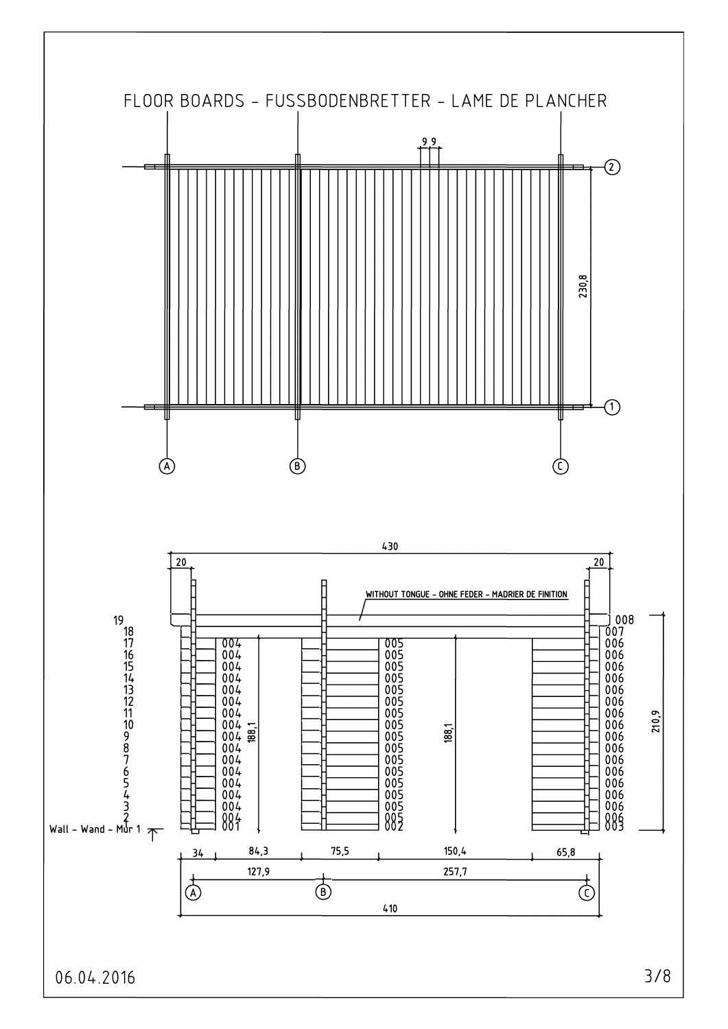# FLOOR BOARDS - FUSSBODENBRETTER - LAME DE PLANCHER

9 9

230,8

① ② Ⓐ Ⓑ Ⓒ

430

20 20

WITHOUT TONGUE - OHNE FEDER - MADRIER DE FINITION

| Row | Section A–B | Section B | Section C |
|---|---|---|---|
| 19 | | | 008 |
| 18 | | | 007 |
| 17 | 004 | 005 | 006 |
| 16 | 004 | 005 | 006 |
| 15 | 004 | 005 | 006 |
| 14 | 004 | 005 | 006 |
| 13 | 004 | 005 | 006 |
| 12 | 004 | 005 | 006 |
| 11 | 004 | 005 | 006 |
| 10 | 004 | 005 | 006 |
| 9 | 004 | 005 | 006 |
| 8 | 004 | 005 | 006 |
| 7 | 004 | 005 | 006 |
| 6 | 004 | 005 | 006 |
| 5 | 004 | 005 | 006 |
| 4 | 004 | 005 | 006 |
| 3 | 004 | 005 | 006 |
| 2 | 004 | 005 | 006 |
| 1 | 001 | 002 | 003 |

188,1 188,1 210,9

Wall - Wand - Mur 1

34 84,3 75,5 150,4 65,8

127,9 257,7

Ⓐ Ⓑ Ⓒ

410

06.04.2016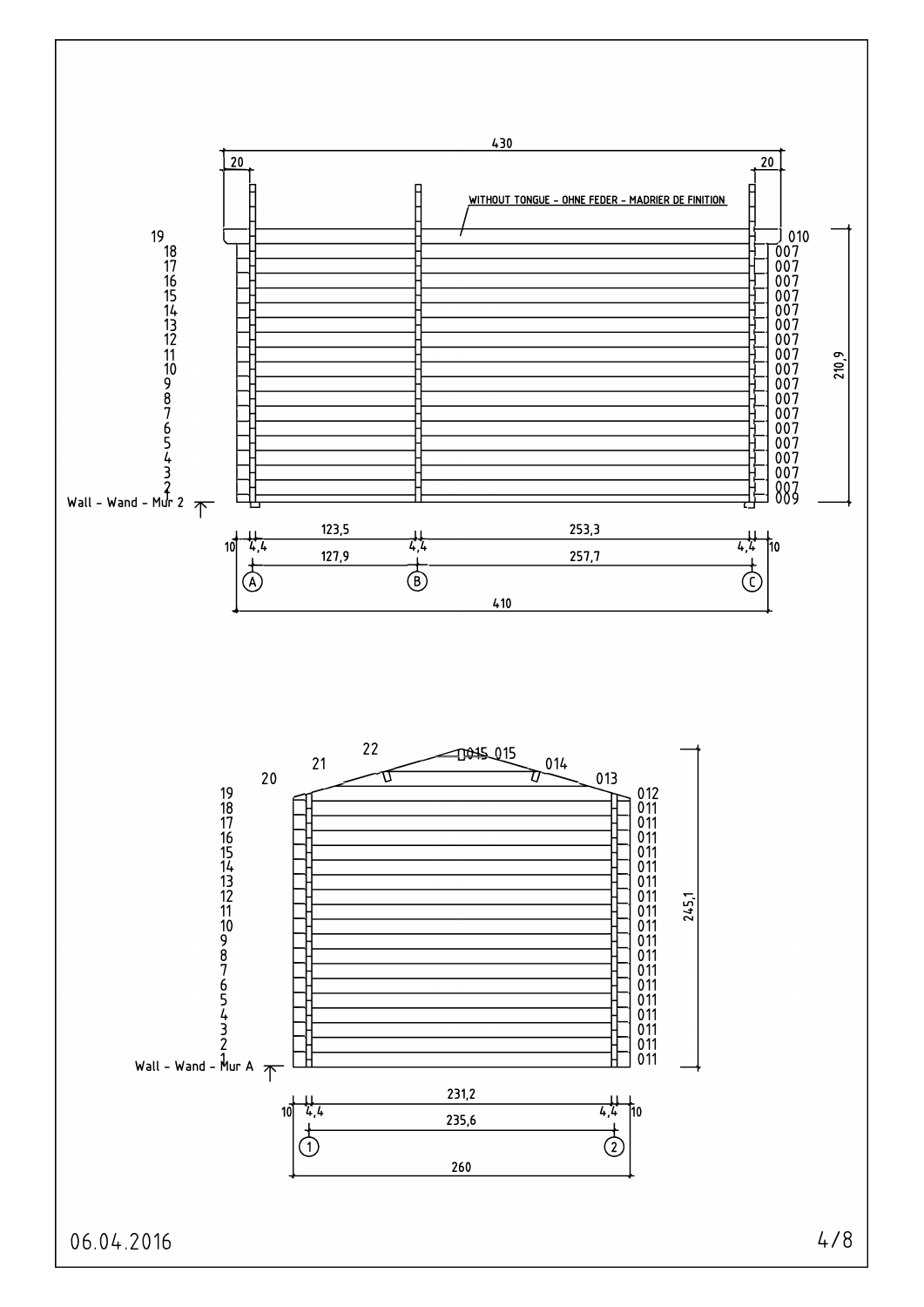430

20 | 20

WITHOUT TONGUE - OHNE FEDER - MADRIER DE FINITION

| Row | Part |
|---|---|
| 19 | 010 |
| 18 | 007 |
| 17 | 007 |
| 16 | 007 |
| 15 | 007 |
| 14 | 007 |
| 13 | 007 |
| 12 | 007 |
| 11 | 007 |
| 10 | 007 |
| 9 | 007 |
| 8 | 007 |
| 7 | 007 |
| 6 | 007 |
| 5 | 007 |
| 4 | 007 |
| 3 | 007 |
| 2 | 007 |
| 1 | 009 |

210,9

Wall - Wand - Mur 2

10 | 4,4 | 123,5 | 4,4 | 253,3 | 4,4 | 10

127,9 | 257,7

A | B | C

410

22

21 | 015 015 | 014

20 | 013

| Row | Part |
|---|---|
| 19 | 012 |
| 18 | 011 |
| 17 | 011 |
| 16 | 011 |
| 15 | 011 |
| 14 | 011 |
| 13 | 011 |
| 12 | 011 |
| 11 | 011 |
| 10 | 011 |
| 9 | 011 |
| 8 | 011 |
| 7 | 011 |
| 6 | 011 |
| 5 | 011 |
| 4 | 011 |
| 3 | 011 |
| 2 | 011 |
| 1 | 011 |

245,1

Wall - Wand - Mur A

10 | 4,4 | 231,2 | 4,4 | 10

235,6

1 | 2

260

06.04.2016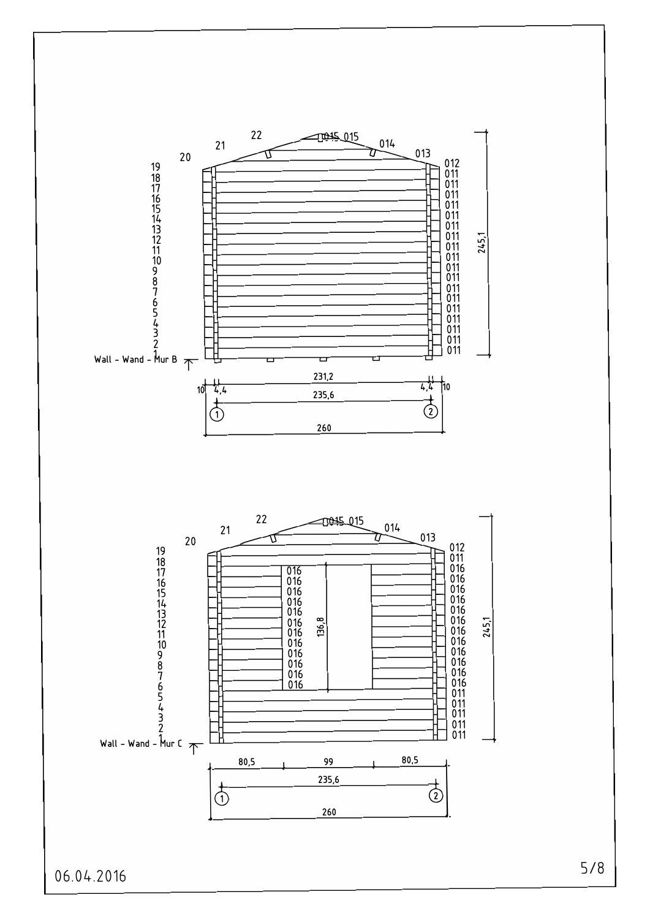Wall - Wand - Mur B

| Row | Part |
|---|---|
| 22 | 015 |
| 21 | 014 |
| 20 | 013 |
| 19 | 012 |
| 18 | 011 |
| 17 | 011 |
| 16 | 011 |
| 15 | 011 |
| 14 | 011 |
| 13 | 011 |
| 12 | 011 |
| 11 | 011 |
| 10 | 011 |
| 9 | 011 |
| 8 | 011 |
| 7 | 011 |
| 6 | 011 |
| 5 | 011 |
| 4 | 011 |
| 3 | 011 |
| 2 | 011 |
| 1 | 011 |

Dimensions: 245,1 — 231,2 — 10 — 4,4 — 4,4 — 10 — 235,6 (① – ②) — 260

Wall - Wand - Mur C

| Row | Part |
|---|---|
| 22 | 015 |
| 21 | 014 |
| 20 | 013 |
| 19 | 012 |
| 18 | 011 |
| 17 | 016 |
| 16 | 016 |
| 15 | 016 |
| 14 | 016 |
| 13 | 016 |
| 12 | 016 |
| 11 | 016 |
| 10 | 016 |
| 9 | 016 |
| 8 | 016 |
| 7 | 016 |
| 6 | 016 |
| 5 | 011 |
| 4 | 011 |
| 3 | 011 |
| 2 | 011 |
| 1 | 011 |

Dimensions: 245,1 — 136,8 — 80,5 — 99 — 80,5 — 235,6 (① – ②) — 260

06.04.2016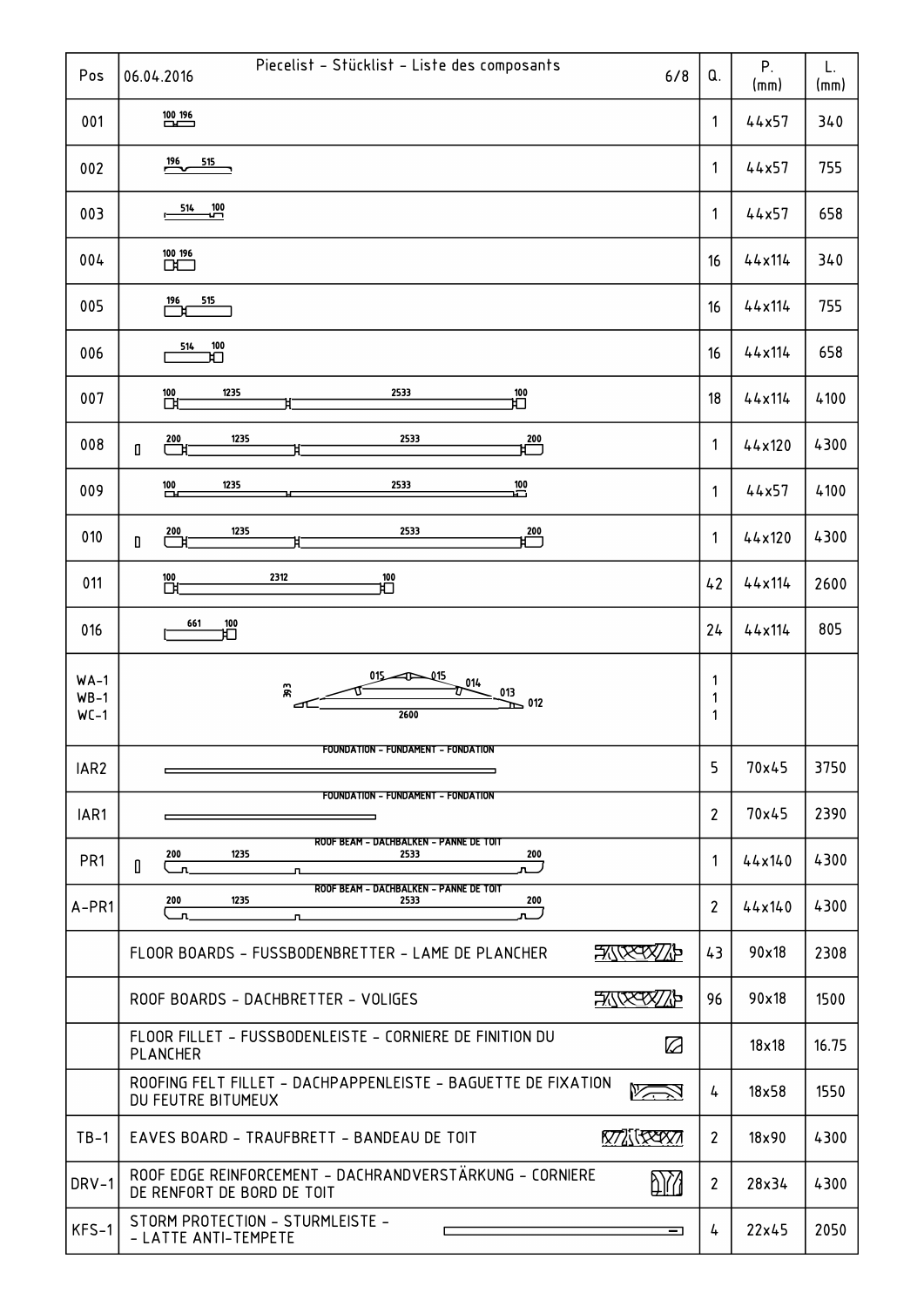| Pos | 06.04.2016 Piecelist - Stücklist - Liste des composants | Q. | P. (mm) | L. (mm) |
|---|---|---|---|---|
| 001 | 100 196 | 1 | 44x57 | 340 |
| 002 | 196 515 | 1 | 44x57 | 755 |
| 003 | 514 100 | 1 | 44x57 | 658 |
| 004 | 100 196 | 16 | 44x114 | 340 |
| 005 | 196 515 | 16 | 44x114 | 755 |
| 006 | 514 100 | 16 | 44x114 | 658 |
| 007 | 100 1235 2533 100 | 18 | 44x114 | 4100 |
| 008 | 200 1235 2533 200 | 1 | 44x120 | 4300 |
| 009 | 100 1235 2533 100 | 1 | 44x57 | 4100 |
| 010 | 200 1235 2533 200 | 1 | 44x120 | 4300 |
| 011 | 100 2312 100 | 42 | 44x114 | 2600 |
| 016 | 661 100 | 24 | 44x114 | 805 |
| WA-1<br>WB-1<br>WC-1 | 393 015 015 014 013 012 2600 | 1<br>1<br>1 | | |
| IAR2 | FOUNDATION - FUNDAMENT - FONDATION | 5 | 70x45 | 3750 |
| IAR1 | FOUNDATION - FUNDAMENT - FONDATION | 2 | 70x45 | 2390 |
| PR1 | ROOF BEAM - DACHBALKEN - PANNE DE TOIT 200 1235 2533 200 | 1 | 44x140 | 4300 |
| A-PR1 | ROOF BEAM - DACHBALKEN - PANNE DE TOIT 200 1235 2533 200 | 2 | 44x140 | 4300 |
| | FLOOR BOARDS - FUSSBODENBRETTER - LAME DE PLANCHER | 43 | 90x18 | 2308 |
| | ROOF BOARDS - DACHBRETTER - VOLIGES | 96 | 90x18 | 1500 |
| | FLOOR FILLET - FUSSBODENLEISTE - CORNIERE DE FINITION DU PLANCHER | | 18x18 | 16.75 |
| | ROOFING FELT FILLET - DACHPAPPENLEISTE - BAGUETTE DE FIXATION DU FEUTRE BITUMEUX | 4 | 18x58 | 1550 |
| TB-1 | EAVES BOARD - TRAUFBRETT - BANDEAU DE TOIT | 2 | 18x90 | 4300 |
| DRV-1 | ROOF EDGE REINFORCEMENT - DACHRANDVERSTÄRKUNG - CORNIERE DE RENFORT DE BORD DE TOIT | 2 | 28x34 | 4300 |
| KFS-1 | STORM PROTECTION - STURMLEISTE - - LATTE ANTI-TEMPETE | 4 | 22x45 | 2050 |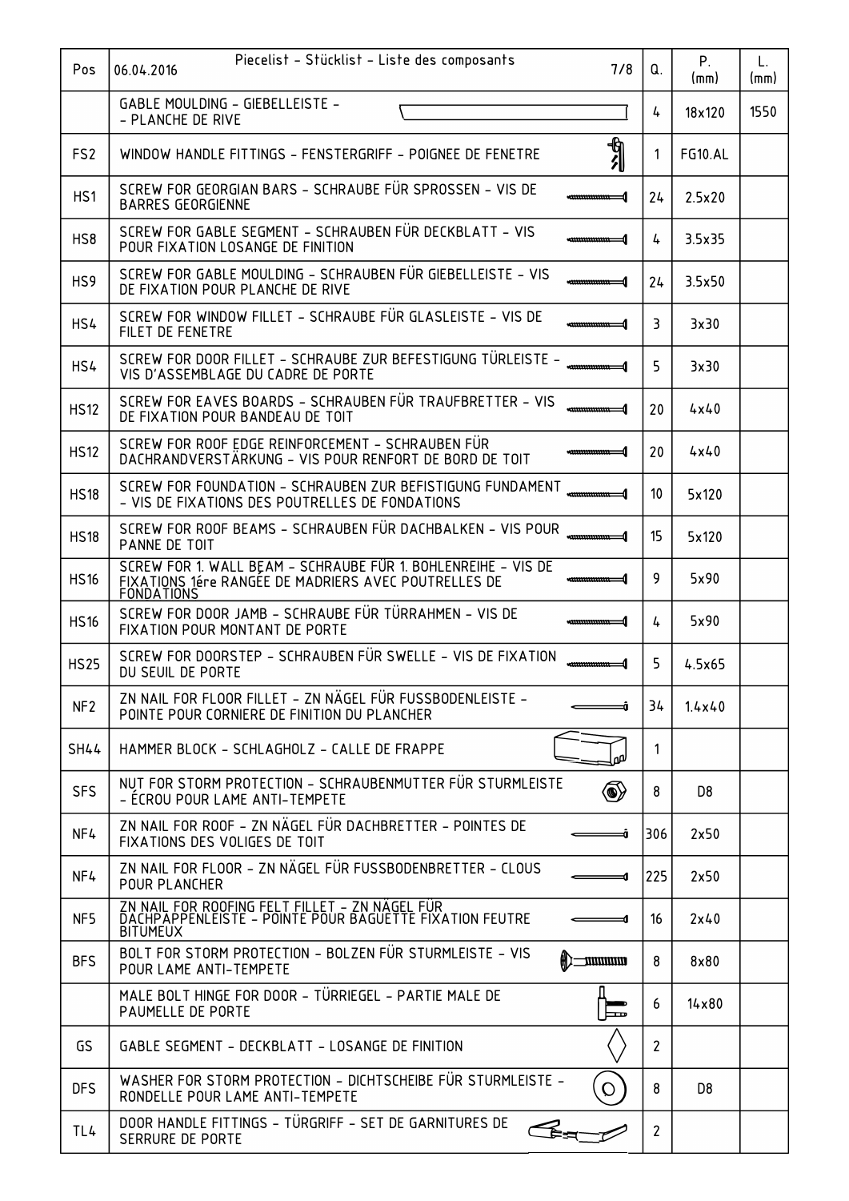| Pos | 06.04.2016 Piecelist - Stücklist - Liste des composants 7/8 | Q. | P. (mm) | L. (mm) |
|---|---|---|---|---|
| | GABLE MOULDING - GIEBELLEISTE - - PLANCHE DE RIVE | 4 | 18x120 | 1550 |
| FS2 | WINDOW HANDLE FITTINGS - FENSTERGRIFF - POIGNEE DE FENETRE | 1 | FG10.AL | |
| HS1 | SCREW FOR GEORGIAN BARS - SCHRAUBE FÜR SPROSSEN - VIS DE BARRES GEORGIENNE | 24 | 2.5x20 | |
| HS8 | SCREW FOR GABLE SEGMENT - SCHRAUBEN FÜR DECKBLATT - VIS POUR FIXATION LOSANGE DE FINITION | 4 | 3.5x35 | |
| HS9 | SCREW FOR GABLE MOULDING - SCHRAUBEN FÜR GIEBELLEISTE - VIS DE FIXATION POUR PLANCHE DE RIVE | 24 | 3.5x50 | |
| HS4 | SCREW FOR WINDOW FILLET - SCHRAUBE FÜR GLASLEISTE - VIS DE FILET DE FENETRE | 3 | 3x30 | |
| HS4 | SCREW FOR DOOR FILLET - SCHRAUBE ZUR BEFESTIGUNG TÜRLEISTE - VIS D'ASSEMBLAGE DU CADRE DE PORTE | 5 | 3x30 | |
| HS12 | SCREW FOR EAVES BOARDS - SCHRAUBEN FÜR TRAUFBRETTER - VIS DE FIXATION POUR BANDEAU DE TOIT | 20 | 4x40 | |
| HS12 | SCREW FOR ROOF EDGE REINFORCEMENT - SCHRAUBEN FÜR DACHRANDVERSTÄRKUNG - VIS POUR RENFORT DE BORD DE TOIT | 20 | 4x40 | |
| HS18 | SCREW FOR FOUNDATION - SCHRAUBEN ZUR BEFISTIGUNG FUNDAMENT - VIS DE FIXATIONS DES POUTRELLES DE FONDATIONS | 10 | 5x120 | |
| HS18 | SCREW FOR ROOF BEAMS - SCHRAUBEN FÜR DACHBALKEN - VIS POUR PANNE DE TOIT | 15 | 5x120 | |
| HS16 | SCREW FOR 1. WALL BEAM - SCHRAUBE FÜR 1. BOHLENREIHE - VIS DE FIXATIONS 1ére RANGÉE DE MADRIERS AVEC POUTRELLES DE FONDATIONS | 9 | 5x90 | |
| HS16 | SCREW FOR DOOR JAMB - SCHRAUBE FÜR TÜRRAHMEN - VIS DE FIXATION POUR MONTANT DE PORTE | 4 | 5x90 | |
| HS25 | SCREW FOR DOORSTEP - SCHRAUBEN FÜR SWELLE - VIS DE FIXATION DU SEUIL DE PORTE | 5 | 4.5x65 | |
| NF2 | ZN NAIL FOR FLOOR FILLET - ZN NÄGEL FÜR FUSSBODENLEISTE - POINTE POUR CORNIERE DE FINITION DU PLANCHER | 34 | 1.4x40 | |
| SH44 | HAMMER BLOCK - SCHLAGHOLZ - CALLE DE FRAPPE | 1 | | |
| SFS | NUT FOR STORM PROTECTION - SCHRAUBENMUTTER FÜR STURMLEISTE - ÉCROU POUR LAME ANTI-TEMPETE | 8 | D8 | |
| NF4 | ZN NAIL FOR ROOF - ZN NÄGEL FÜR DACHBRETTER - POINTES DE FIXATIONS DES VOLIGES DE TOIT | 306 | 2x50 | |
| NF4 | ZN NAIL FOR FLOOR - ZN NÄGEL FÜR FUSSBODENBRETTER - CLOUS POUR PLANCHER | 225 | 2x50 | |
| NF5 | ZN NAIL FOR ROOFING FELT FILLET - ZN NÄGEL FÜR DACHPAPPENLEISTE - POINTE POUR BAGUETTE FIXATION FEUTRE BITUMEUX | 16 | 2x40 | |
| BFS | BOLT FOR STORM PROTECTION - BOLZEN FÜR STURMLEISTE - VIS POUR LAME ANTI-TEMPETE | 8 | 8x80 | |
| | MALE BOLT HINGE FOR DOOR - TÜRRIEGEL - PARTIE MALE DE PAUMELLE DE PORTE | 6 | 14x80 | |
| GS | GABLE SEGMENT - DECKBLATT - LOSANGE DE FINITION | 2 | | |
| DFS | WASHER FOR STORM PROTECTION - DICHTSCHEIBE FÜR STURMLEISTE - RONDELLE POUR LAME ANTI-TEMPETE | 8 | D8 | |
| TL4 | DOOR HANDLE FITTINGS - TÜRGRIFF - SET DE GARNITURES DE SERRURE DE PORTE | 2 | | |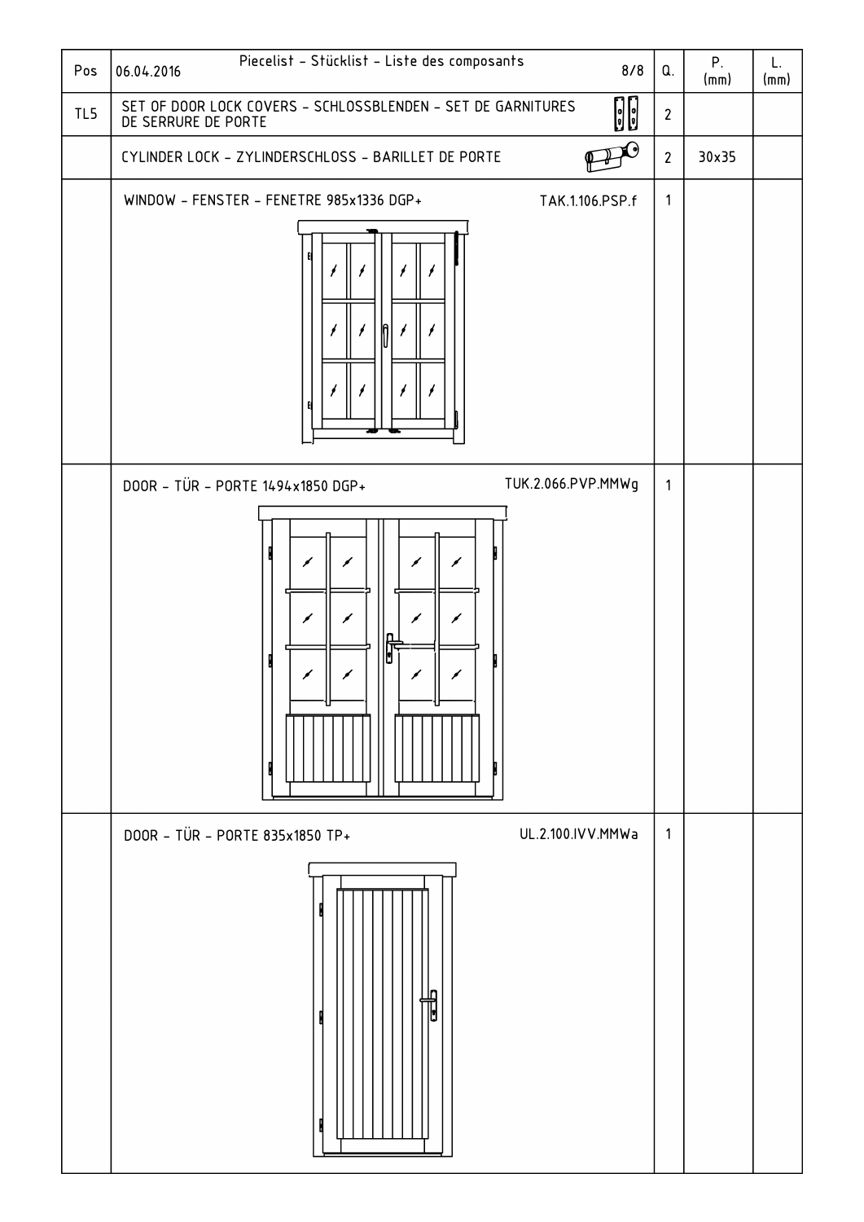| Pos | 06.04.2016 Piecelist – Stücklist – Liste des composants 8/8 | Q. | P. (mm) | L. (mm) |
|---|---|---|---|---|
| TL5 | SET OF DOOR LOCK COVERS – SCHLOSSBLENDEN – SET DE GARNITURES DE SERRURE DE PORTE | 2 | | |
| | CYLINDER LOCK – ZYLINDERSCHLOSS – BARILLET DE PORTE | 2 | 30x35 | |
| | WINDOW – FENSTER – FENETRE 985x1336 DGP+ TAK.1.106.PSP.f | 1 | | |
| | DOOR – TÜR – PORTE 1494x1850 DGP+ TUK.2.066.PVP.MMWg | 1 | | |
| | DOOR – TÜR – PORTE 835x1850 TP+ UL.2.100.IVV.MMWa | 1 | | |